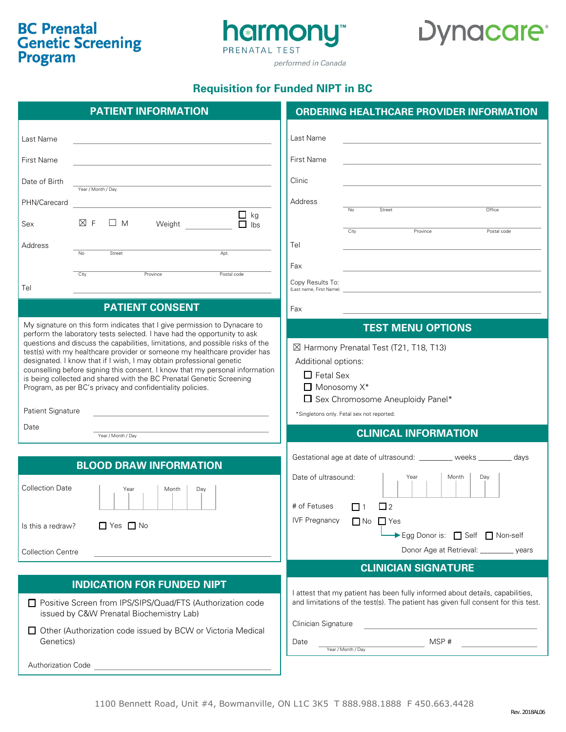**BC Prenatal Genetic Screening Program**

**harmony™ PRENATAL TEST**
*performed in Canada*

**Dynacare®**

## Requisition for Funded NIPT in BC

## PATIENT INFORMATION

Last Name ______________________

First Name ______________________

Date of Birth ______________________ (Year / Month / Day)

PHN/Carecard ______________________

Sex ☒ F ☐ M Weight ________ ☐ kg ☐ lbs

Address ______________________
No Street Apt.
City Province Postal code

Tel ______________________

## PATIENT CONSENT

My signature on this form indicates that I give permission to Dynacare to perform the laboratory tests selected. I have had the opportunity to ask questions and discuss the capabilities, limitations, and possible risks of the test(s) with my healthcare provider or someone my healthcare provider has designated. I know that if I wish, I may obtain professional genetic counselling before signing this consent. I know that my personal information is being collected and shared with the BC Prenatal Genetic Screening Program, as per BC's privacy and confidentiality policies.

Patient Signature ______________________

Date ______________________ (Year / Month / Day)

## BLOOD DRAW INFORMATION

Collection Date Year | Month | Day

Is this a redraw? ☐ Yes ☐ No

Collection Centre ______________________

## INDICATION FOR FUNDED NIPT

☐ Positive Screen from IPS/SIPS/Quad/FTS (Authorization code issued by C&W Prenatal Biochemistry Lab)

☐ Other (Authorization code issued by BCW or Victoria Medical Genetics)

Authorization Code ______________________

## ORDERING HEALTHCARE PROVIDER INFORMATION

Last Name ______________________

First Name ______________________

Clinic ______________________

Address ______________________
No Street Office
City Province Postal code

Tel ______________________

Fax ______________________

Copy Results To: (Last name, First Name) ______________________

Fax ______________________

## TEST MENU OPTIONS

☒ Harmony Prenatal Test (T21, T18, T13)

Additional options:

- ☐ Fetal Sex
- ☐ Monosomy X*
- ☐ Sex Chromosome Aneuploidy Panel*

*Singletons only. Fetal sex not reported.

## CLINICAL INFORMATION

Gestational age at date of ultrasound: ________ weeks ________ days

Date of ultrasound: Year | Month | Day

\# of Fetuses ☐ 1 ☐ 2

IVF Pregnancy ☐ No ☐ Yes → Egg Donor is: ☐ Self ☐ Non-self

Donor Age at Retrieval: ________ years

## CLINICIAN SIGNATURE

I attest that my patient has been fully informed about details, capabilities, and limitations of the test(s). The patient has given full consent for this test.

Clinician Signature ______________________

Date ______________________ (Year / Month / Day) MSP # ______________________

1100 Bennett Road, Unit #4, Bowmanville, ON L1C 3K5 T 888.988.1888 F 450.663.4428

Rev. 2018AL06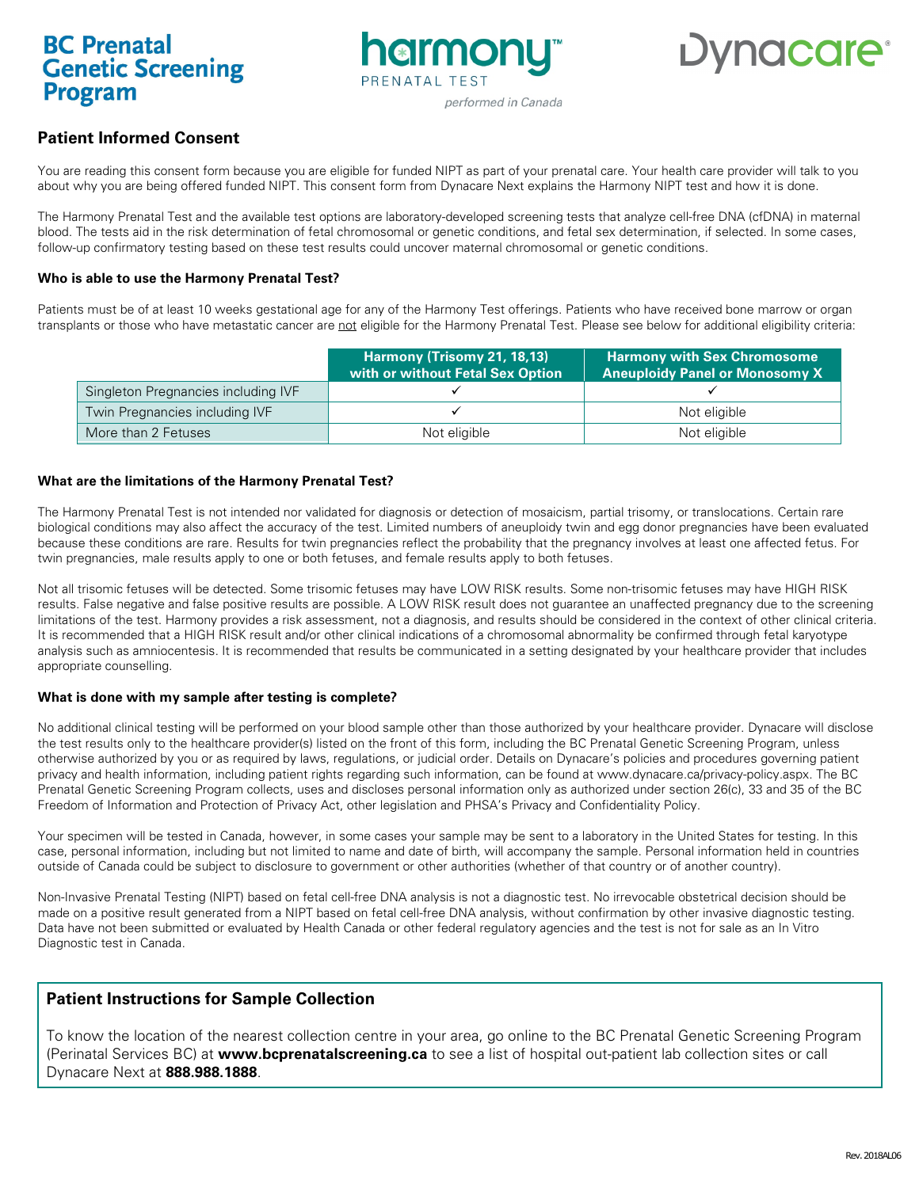BC Prenatal Genetic Screening Program

harmony™ PRENATAL TEST

*performed in Canada*

Dynacare®

## Patient Informed Consent

You are reading this consent form because you are eligible for funded NIPT as part of your prenatal care. Your health care provider will talk to you about why you are being offered funded NIPT. This consent form from Dynacare Next explains the Harmony NIPT test and how it is done.

The Harmony Prenatal Test and the available test options are laboratory-developed screening tests that analyze cell-free DNA (cfDNA) in maternal blood. The tests aid in the risk determination of fetal chromosomal or genetic conditions, and fetal sex determination, if selected. In some cases, follow-up confirmatory testing based on these test results could uncover maternal chromosomal or genetic conditions.

### Who is able to use the Harmony Prenatal Test?

Patients must be of at least 10 weeks gestational age for any of the Harmony Test offerings. Patients who have received bone marrow or organ transplants or those who have metastatic cancer are not eligible for the Harmony Prenatal Test. Please see below for additional eligibility criteria:

| | Harmony (Trisomy 21, 18,13) with or without Fetal Sex Option | Harmony with Sex Chromosome Aneuploidy Panel or Monosomy X |
|---|---|---|
| Singleton Pregnancies including IVF | ✓ | ✓ |
| Twin Pregnancies including IVF | ✓ | Not eligible |
| More than 2 Fetuses | Not eligible | Not eligible |

### What are the limitations of the Harmony Prenatal Test?

The Harmony Prenatal Test is not intended nor validated for diagnosis or detection of mosaicism, partial trisomy, or translocations. Certain rare biological conditions may also affect the accuracy of the test. Limited numbers of aneuploidy twin and egg donor pregnancies have been evaluated because these conditions are rare. Results for twin pregnancies reflect the probability that the pregnancy involves at least one affected fetus. For twin pregnancies, male results apply to one or both fetuses, and female results apply to both fetuses.

Not all trisomic fetuses will be detected. Some trisomic fetuses may have LOW RISK results. Some non-trisomic fetuses may have HIGH RISK results. False negative and false positive results are possible. A LOW RISK result does not guarantee an unaffected pregnancy due to the screening limitations of the test. Harmony provides a risk assessment, not a diagnosis, and results should be considered in the context of other clinical criteria. It is recommended that a HIGH RISK result and/or other clinical indications of a chromosomal abnormality be confirmed through fetal karyotype analysis such as amniocentesis. It is recommended that results be communicated in a setting designated by your healthcare provider that includes appropriate counselling.

### What is done with my sample after testing is complete?

No additional clinical testing will be performed on your blood sample other than those authorized by your healthcare provider. Dynacare will disclose the test results only to the healthcare provider(s) listed on the front of this form, including the BC Prenatal Genetic Screening Program, unless otherwise authorized by you or as required by laws, regulations, or judicial order. Details on Dynacare's policies and procedures governing patient privacy and health information, including patient rights regarding such information, can be found at www.dynacare.ca/privacy-policy.aspx. The BC Prenatal Genetic Screening Program collects, uses and discloses personal information only as authorized under section 26(c), 33 and 35 of the BC Freedom of Information and Protection of Privacy Act, other legislation and PHSA's Privacy and Confidentiality Policy.

Your specimen will be tested in Canada, however, in some cases your sample may be sent to a laboratory in the United States for testing. In this case, personal information, including but not limited to name and date of birth, will accompany the sample. Personal information held in countries outside of Canada could be subject to disclosure to government or other authorities (whether of that country or of another country).

Non-Invasive Prenatal Testing (NIPT) based on fetal cell-free DNA analysis is not a diagnostic test. No irrevocable obstetrical decision should be made on a positive result generated from a NIPT based on fetal cell-free DNA analysis, without confirmation by other invasive diagnostic testing. Data have not been submitted or evaluated by Health Canada or other federal regulatory agencies and the test is not for sale as an In Vitro Diagnostic test in Canada.

### Patient Instructions for Sample Collection

To know the location of the nearest collection centre in your area, go online to the BC Prenatal Genetic Screening Program (Perinatal Services BC) at **www.bcprenatalscreening.ca** to see a list of hospital out-patient lab collection sites or call Dynacare Next at **888.988.1888**.

Rev. 2018AL06